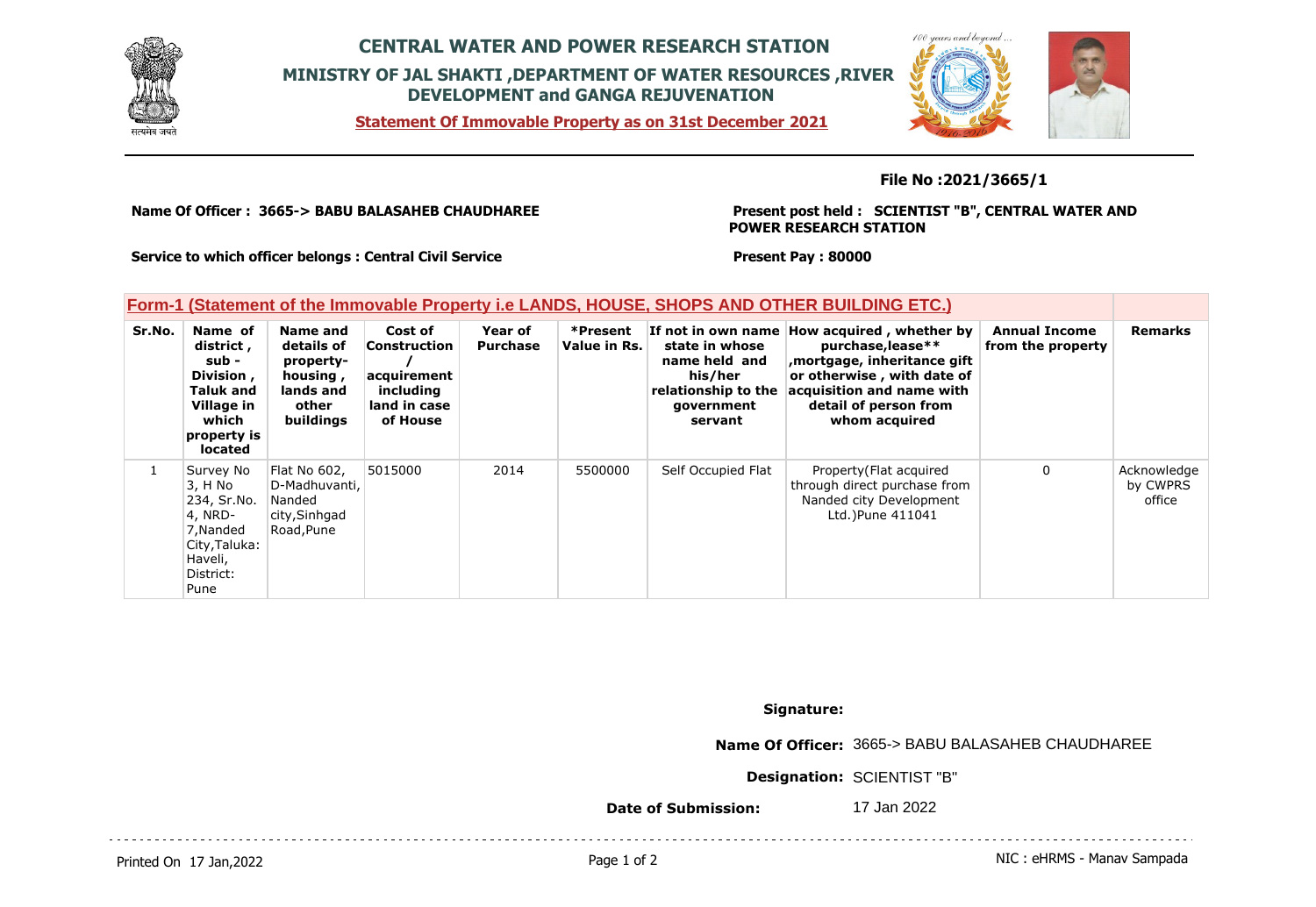# CENTRAL WATER AND POWER RESEARCH STATION

## MINISTRY OF JAL SHAKTI ,DEPARTMENT OF WATER RESOURCES ,RIVER DEVELOPMENT and GANGA REJUVENATION

**Statement Of Immovable Property as on 31st December 2021**

**File No :2021/3665/1**

**Name Of Officer : 3665-> BABU BALASAHEB CHAUDHAREE**

**Present post held : SCIENTIST "B", CENTRAL WATER AND POWER RESEARCH STATION**

**Service to which officer belongs : Central Civil Service**

**Present Pay : 80000**

### Form-1 (Statement of the Immovable Property i.e LANDS, HOUSE, SHOPS AND OTHER BUILDING ETC.)

| Sr.No. | Name of district , sub - Division , Taluk and Village in which property is located | Name and details of property- housing , lands and other buildings | Cost of Construction / acquirement including land in case of House | Year of Purchase | *Present Value in Rs. | If not in own name state in whose name held and his/her relationship to the government servant | How acquired , whether by purchase,lease** ,mortgage, inheritance gift or otherwise , with date of acquisition and name with detail of person from whom acquired | Annual Income from the property | Remarks |
|---|---|---|---|---|---|---|---|---|---|
| 1 | Survey No 3, H No 234, Sr.No. 4, NRD-7,Nanded City,Taluka: Haveli, District: Pune | Flat No 602, D-Madhuvanti, Nanded city,Sinhgad Road,Pune | 5015000 | 2014 | 5500000 | Self Occupied Flat | Property(Flat acquired through direct purchase from Nanded city Development Ltd.)Pune 411041 | 0 | Acknowledge by CWPRS office |

**Signature:**

**Name Of Officer:** 3665-> BABU BALASAHEB CHAUDHAREE

**Designation:** SCIENTIST "B"

**Date of Submission:** 17 Jan 2022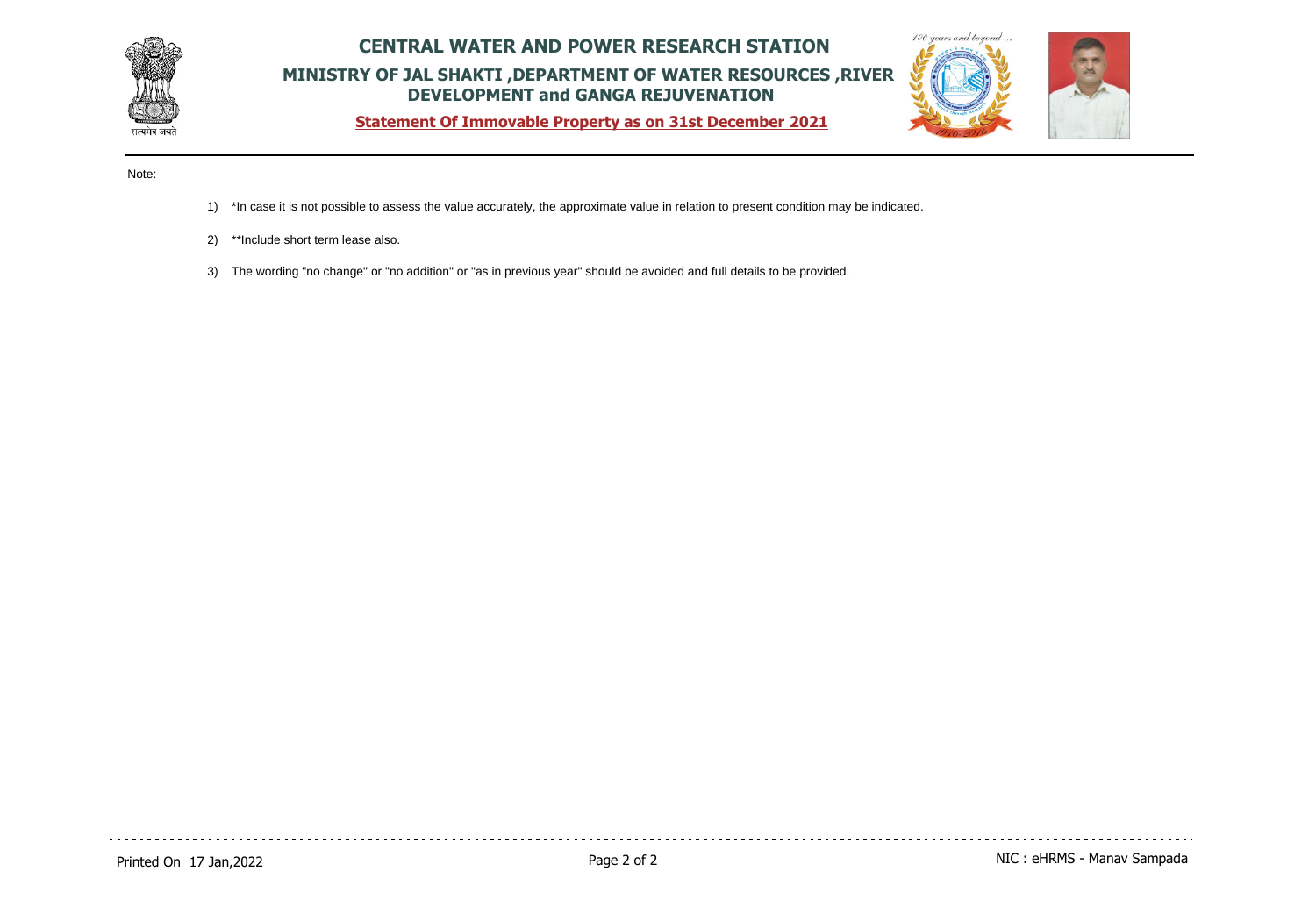# CENTRAL WATER AND POWER RESEARCH STATION

## MINISTRY OF JAL SHAKTI ,DEPARTMENT OF WATER RESOURCES ,RIVER DEVELOPMENT and GANGA REJUVENATION

**Statement Of Immovable Property as on 31st December 2021**

Note:

1) *In case it is not possible to assess the value accurately, the approximate value in relation to present condition may be indicated.

2) **Include short term lease also.

3) The wording "no change" or "no addition" or "as in previous year" should be avoided and full details to be provided.

Printed On 17 Jan,2022

NIC : eHRMS - Manav Sampada